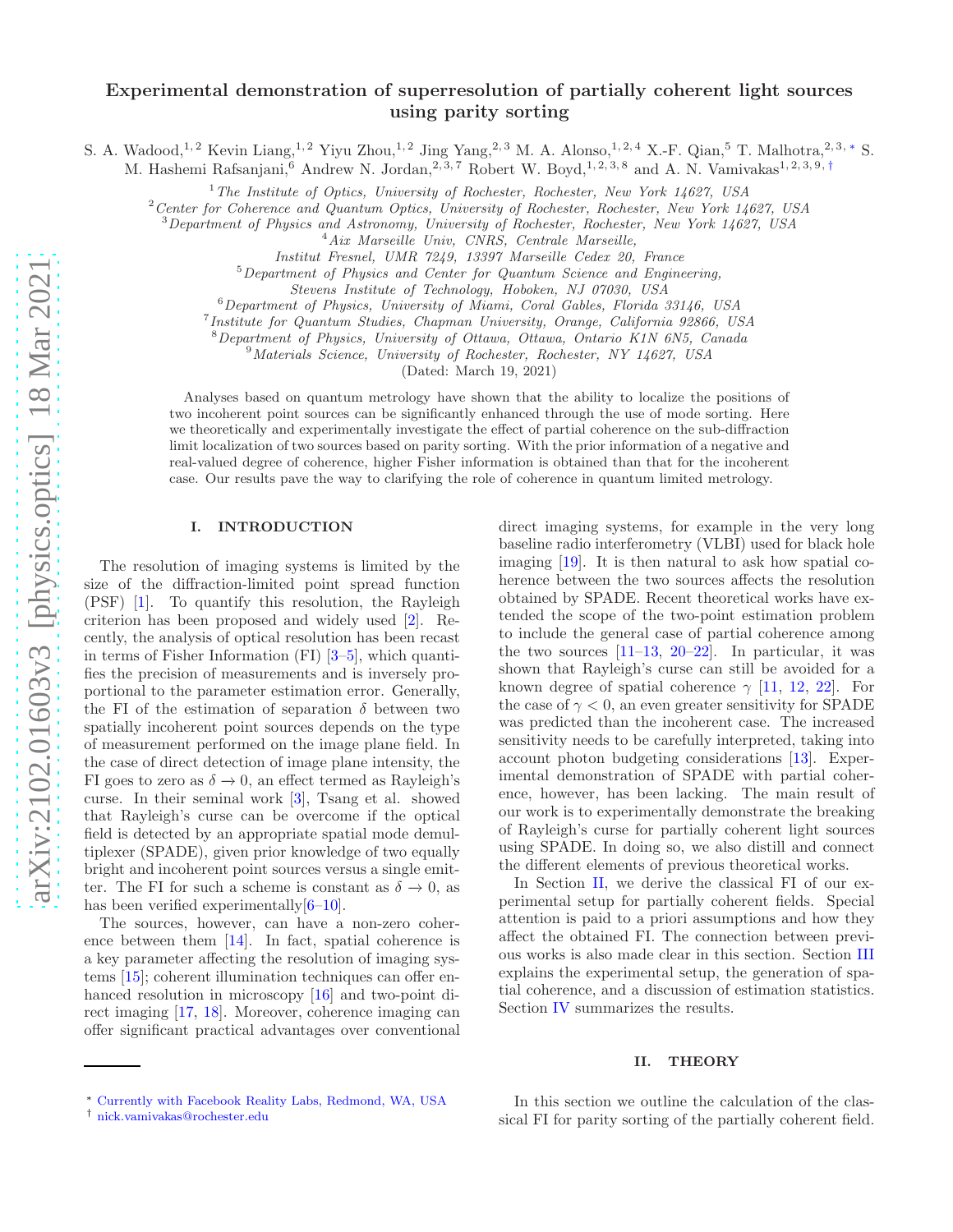# Experimental demonstration of superresolution of partially coherent light sources using parity sorting

S. A. Wadood,[1,2] Kevin Liang,[1,2] Yiyu Zhou,[1,2] Jing Yang,[2,3] M. A. Alonso,[1,2,4] X.-F. Qian,[5] T. Malhotra,[2,3,*] S. M. Hashemi Rafsanjani,[6] Andrew N. Jordan,[2,3,7] Robert W. Boyd,[1,2,3,8] and A. N. Vamivakas[1,2,3,9,†]

[1] The Institute of Optics, University of Rochester, Rochester, New York 14627, USA
[2] Center for Coherence and Quantum Optics, University of Rochester, Rochester, New York 14627, USA
[3] Department of Physics and Astronomy, University of Rochester, Rochester, New York 14627, USA
[4] Aix Marseille Univ, CNRS, Centrale Marseille, Institut Fresnel, UMR 7249, 13397 Marseille Cedex 20, France
[5] Department of Physics and Center for Quantum Science and Engineering, Stevens Institute of Technology, Hoboken, NJ 07030, USA
[6] Department of Physics, University of Miami, Coral Gables, Florida 33146, USA
[7] Institute for Quantum Studies, Chapman University, Orange, California 92866, USA
[8] Department of Physics, University of Ottawa, Ottawa, Ontario K1N 6N5, Canada
[9] Materials Science, University of Rochester, Rochester, NY 14627, USA

(Dated: March 19, 2021)

Analyses based on quantum metrology have shown that the ability to localize the positions of two incoherent point sources can be significantly enhanced through the use of mode sorting. Here we theoretically and experimentally investigate the effect of partial coherence on the sub-diffraction limit localization of two sources based on parity sorting. With the prior information of a negative and real-valued degree of coherence, higher Fisher information is obtained than that for the incoherent case. Our results pave the way to clarifying the role of coherence in quantum limited metrology.

## I. INTRODUCTION

The resolution of imaging systems is limited by the size of the diffraction-limited point spread function (PSF) [1]. To quantify this resolution, the Rayleigh criterion has been proposed and widely used [2]. Recently, the analysis of optical resolution has been recast in terms of Fisher Information (FI) [3–5], which quantifies the precision of measurements and is inversely proportional to the parameter estimation error. Generally, the FI of the estimation of separation $\delta$ between two spatially incoherent point sources depends on the type of measurement performed on the image plane field. In the case of direct detection of image plane intensity, the FI goes to zero as $\delta \to 0$, an effect termed as Rayleigh's curse. In their seminal work [3], Tsang et al. showed that Rayleigh's curse can be overcome if the optical field is detected by an appropriate spatial mode demultiplexer (SPADE), given prior knowledge of two equally bright and incoherent point sources versus a single emitter. The FI for such a scheme is constant as $\delta \to 0$, as has been verified experimentally[6–10].

The sources, however, can have a non-zero coherence between them [14]. In fact, spatial coherence is a key parameter affecting the resolution of imaging systems [15]; coherent illumination techniques can offer enhanced resolution in microscopy [16] and two-point direct imaging [17, 18]. Moreover, coherence imaging can offer significant practical advantages over conventional direct imaging systems, for example in the very long baseline radio interferometry (VLBI) used for black hole imaging [19]. It is then natural to ask how spatial coherence between the two sources affects the resolution obtained by SPADE. Recent theoretical works have extended the scope of the two-point estimation problem to include the general case of partial coherence among the two sources [11–13, 20–22]. In particular, it was shown that Rayleigh's curse can still be avoided for a known degree of spatial coherence $\gamma$ [11, 12, 22]. For the case of $\gamma < 0$, an even greater sensitivity for SPADE was predicted than the incoherent case. The increased sensitivity needs to be carefully interpreted, taking into account photon budgeting considerations [13]. Experimental demonstration of SPADE with partial coherence, however, has been lacking. The main result of our work is to experimentally demonstrate the breaking of Rayleigh's curse for partially coherent light sources using SPADE. In doing so, we also distill and connect the different elements of previous theoretical works.

In Section II, we derive the classical FI of our experimental setup for partially coherent fields. Special attention is paid to a priori assumptions and how they affect the obtained FI. The connection between previous works is also made clear in this section. Section III explains the experimental setup, the generation of spatial coherence, and a discussion of estimation statistics. Section IV summarizes the results.

## II. THEORY

In this section we outline the calculation of the classical FI for parity sorting of the partially coherent field.

* Currently with Facebook Reality Labs, Redmond, WA, USA
† nick.vamivakas@rochester.edu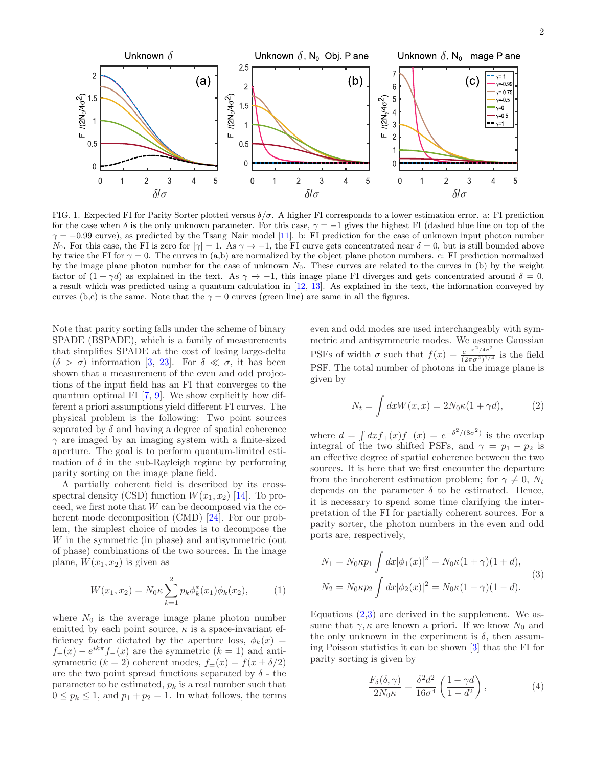FIG. 1. Expected FI for Parity Sorter plotted versus $\delta/\sigma$. A higher FI corresponds to a lower estimation error. a: FI prediction for the case when $\delta$ is the only unknown parameter. For this case, $\gamma = -1$ gives the highest FI (dashed blue line on top of the $\gamma = -0.99$ curve), as predicted by the Tsang–Nair model [11]. b: FI prediction for the case of unknown input photon number $N_0$. For this case, the FI is zero for $|\gamma| = 1$. As $\gamma \to -1$, the FI curve gets concentrated near $\delta = 0$, but is still bounded above by twice the FI for $\gamma = 0$. The curves in (a,b) are normalized by the object plane photon numbers. c: FI prediction normalized by the image plane photon number for the case of unknown $N_0$. These curves are related to the curves in (b) by the weight factor of $(1 + \gamma d)$ as explained in the text. As $\gamma \to -1$, this image plane FI diverges and gets concentrated around $\delta = 0$, a result which was predicted using a quantum calculation in [12, 13]. As explained in the text, the information conveyed by curves (b,c) is the same. Note that the $\gamma = 0$ curves (green line) are same in all the figures.

Note that parity sorting falls under the scheme of binary SPADE (BSPADE), which is a family of measurements that simplifies SPADE at the cost of losing large-delta ($\delta > \sigma$) information [3, 23]. For $\delta \ll \sigma$, it has been shown that a measurement of the even and odd projections of the input field has an FI that converges to the quantum optimal FI [7, 9]. We show explicitly how different a priori assumptions yield different FI curves. The physical problem is the following: Two point sources separated by $\delta$ and having a degree of spatial coherence $\gamma$ are imaged by an imaging system with a finite-sized aperture. The goal is to perform quantum-limited estimation of $\delta$ in the sub-Rayleigh regime by performing parity sorting on the image plane field.

A partially coherent field is described by its cross-spectral density (CSD) function $W(x_1, x_2)$ [14]. To proceed, we first note that $W$ can be decomposed via the coherent mode decomposition (CMD) [24]. For our problem, the simplest choice of modes is to decompose the $W$ in the symmetric (in phase) and antisymmetric (out of phase) combinations of the two sources. In the image plane, $W(x_1, x_2)$ is given as

$$W(x_1, x_2) = N_0\kappa \sum_{k=1}^{2} p_k \phi_k^*(x_1)\phi_k(x_2), \tag{1}$$

where $N_0$ is the average image plane photon number emitted by each point source, $\kappa$ is a space-invariant efficiency factor dictated by the aperture loss, $\phi_k(x) = f_+(x) - e^{ik\pi} f_-(x)$ are the symmetric ($k = 1$) and antisymmetric ($k = 2$) coherent modes, $f_\pm(x) = f(x \pm \delta/2)$ are the two point spread functions separated by $\delta$ - the parameter to be estimated, $p_k$ is a real number such that $0 \le p_k \le 1$, and $p_1 + p_2 = 1$. In what follows, the terms even and odd modes are used interchangeably with symmetric and antisymmetric modes. We assume Gaussian PSFs of width $\sigma$ such that $f(x) = \frac{e^{-x^2/4\sigma^2}}{(2\pi\sigma^2)^{1/4}}$ is the field PSF. The total number of photons in the image plane is given by

$$N_t = \int dx W(x, x) = 2N_0\kappa(1 + \gamma d), \tag{2}$$

where $d = \int dx f_+(x) f_-(x) = e^{-\delta^2/(8\sigma^2)}$ is the overlap integral of the two shifted PSFs, and $\gamma = p_1 - p_2$ is an effective degree of spatial coherence between the two sources. It is here that we first encounter the departure from the incoherent estimation problem; for $\gamma \neq 0$, $N_t$ depends on the parameter $\delta$ to be estimated. Hence, it is necessary to spend some time clarifying the interpretation of the FI for partially coherent sources. For a parity sorter, the photon numbers in the even and odd ports are, respectively,

$$\begin{aligned} N_1 &= N_0\kappa p_1 \int dx |\phi_1(x)|^2 = N_0\kappa(1 + \gamma)(1 + d), \\ N_2 &= N_0\kappa p_2 \int dx |\phi_2(x)|^2 = N_0\kappa(1 - \gamma)(1 - d). \end{aligned} \tag{3}$$

Equations (2,3) are derived in the supplement. We assume that $\gamma, \kappa$ are known a priori. If we know $N_0$ and the only unknown in the experiment is $\delta$, then assuming Poisson statistics it can be shown [3] that the FI for parity sorting is given by

$$\frac{F_\delta(\delta, \gamma)}{2N_0\kappa} = \frac{\delta^2 d^2}{16\sigma^4}\left(\frac{1 - \gamma d}{1 - d^2}\right), \tag{4}$$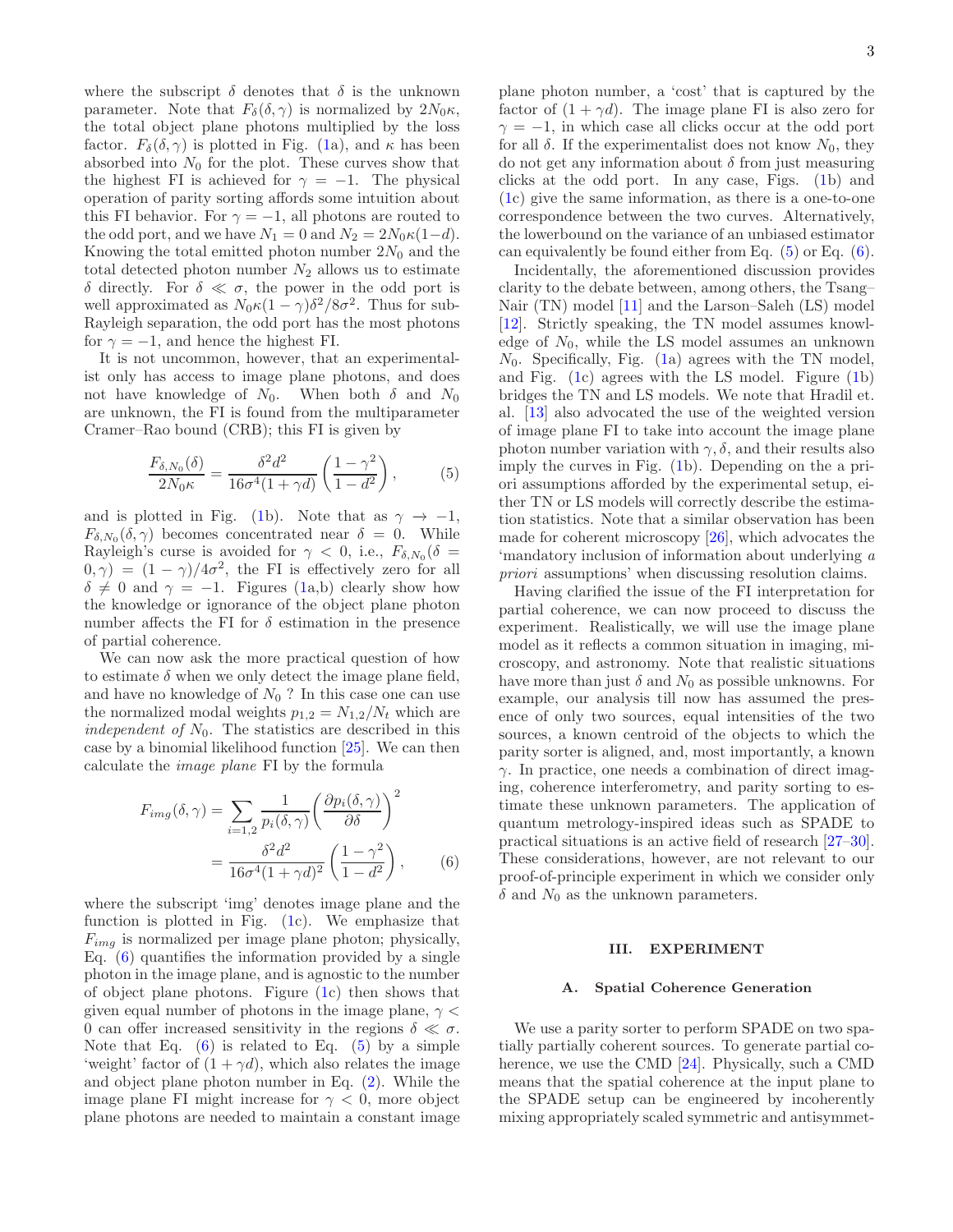where the subscript $\delta$ denotes that $\delta$ is the unknown parameter. Note that $F_\delta(\delta, \gamma)$ is normalized by $2N_0\kappa$, the total object plane photons multiplied by the loss factor. $F_\delta(\delta, \gamma)$ is plotted in Fig. (1a), and $\kappa$ has been absorbed into $N_0$ for the plot. These curves show that the highest FI is achieved for $\gamma = -1$. The physical operation of parity sorting affords some intuition about this FI behavior. For $\gamma = -1$, all photons are routed to the odd port, and we have $N_1 = 0$ and $N_2 = 2N_0\kappa(1-d)$. Knowing the total emitted photon number $2N_0$ and the total detected photon number $N_2$ allows us to estimate $\delta$ directly. For $\delta \ll \sigma$, the power in the odd port is well approximated as $N_0\kappa(1-\gamma)\delta^2/8\sigma^2$. Thus for sub-Rayleigh separation, the odd port has the most photons for $\gamma = -1$, and hence the highest FI.

It is not uncommon, however, that an experimentalist only has access to image plane photons, and does not have knowledge of $N_0$. When both $\delta$ and $N_0$ are unknown, the FI is found from the multiparameter Cramer–Rao bound (CRB); this FI is given by

$$\frac{F_{\delta,N_0}(\delta)}{2N_0\kappa} = \frac{\delta^2 d^2}{16\sigma^4(1+\gamma d)}\left(\frac{1-\gamma^2}{1-d^2}\right), \tag{5}$$

and is plotted in Fig. (1b). Note that as $\gamma \to -1$, $F_{\delta,N_0}(\delta, \gamma)$ becomes concentrated near $\delta = 0$. While Rayleigh's curse is avoided for $\gamma < 0$, i.e., $F_{\delta,N_0}(\delta = 0, \gamma) = (1-\gamma)/4\sigma^2$, the FI is effectively zero for all $\delta \neq 0$ and $\gamma = -1$. Figures (1a,b) clearly show how the knowledge or ignorance of the object plane photon number affects the FI for $\delta$ estimation in the presence of partial coherence.

We can now ask the more practical question of how to estimate $\delta$ when we only detect the image plane field, and have no knowledge of $N_0$ ? In this case one can use the normalized modal weights $p_{1,2} = N_{1,2}/N_t$ which are *independent of* $N_0$. The statistics are described in this case by a binomial likelihood function [25]. We can then calculate the *image plane* FI by the formula

$$\begin{aligned} F_{img}(\delta, \gamma) &= \sum_{i=1,2} \frac{1}{p_i(\delta, \gamma)}\left(\frac{\partial p_i(\delta, \gamma)}{\partial \delta}\right)^2 \\ &= \frac{\delta^2 d^2}{16\sigma^4(1+\gamma d)}\left(\frac{1-\gamma^2}{1-d^2}\right), \end{aligned} \tag{6}$$

where the subscript 'img' denotes image plane and the function is plotted in Fig. (1c). We emphasize that $F_{img}$ is normalized per image plane photon; physically, Eq. (6) quantifies the information provided by a single photon in the image plane, and is agnostic to the number of object plane photons. Figure (1c) then shows that given equal number of photons in the image plane, $\gamma < 0$ can offer increased sensitivity in the regions $\delta \ll \sigma$. Note that Eq. (6) is related to Eq. (5) by a simple 'weight' factor of $(1+\gamma d)$, which also relates the image and object plane photon number in Eq. (2). While the image plane FI might increase for $\gamma < 0$, more object plane photons are needed to maintain a constant image plane photon number, a 'cost' that is captured by the factor of $(1+\gamma d)$. The image plane FI is also zero for $\gamma = -1$, in which case all clicks occur at the odd port for all $\delta$. If the experimentalist does not know $N_0$, they do not get any information about $\delta$ from just measuring clicks at the odd port. In any case, Figs. (1b) and (1c) give the same information, as there is a one-to-one correspondence between the two curves. Alternatively, the lowerbound on the variance of an unbiased estimator can equivalently be found either from Eq. (5) or Eq. (6).

Incidentally, the aforementioned discussion provides clarity to the debate between, among others, the Tsang–Nair (TN) model [11] and the Larson–Saleh (LS) model [12]. Strictly speaking, the TN model assumes knowledge of $N_0$, while the LS model assumes an unknown $N_0$. Specifically, Fig. (1a) agrees with the TN model, and Fig. (1c) agrees with the LS model. Figure (1b) bridges the TN and LS models. We note that Hradil et. al. [13] also advocated the use of the weighted version of image plane FI to take into account the image plane photon number variation with $\gamma, \delta$, and their results also imply the curves in Fig. (1b). Depending on the a priori assumptions afforded by the experimental setup, either TN or LS models will correctly describe the estimation statistics. Note that a similar observation has been made for coherent microscopy [26], which advocates the 'mandatory inclusion of information about underlying *a priori* assumptions' when discussing resolution claims.

Having clarified the issue of the FI interpretation for partial coherence, we can now proceed to discuss the experiment. Realistically, we will use the image plane model as it reflects a common situation in imaging, microscopy, and astronomy. Note that realistic situations have more than just $\delta$ and $N_0$ as possible unknowns. For example, our analysis till now has assumed the presence of only two sources, equal intensities of the two sources, a known centroid of the objects to which the parity sorter is aligned, and, most importantly, a known $\gamma$. In practice, one needs a combination of direct imaging, coherence interferometry, and parity sorting to estimate these unknown parameters. The application of quantum metrology-inspired ideas such as SPADE to practical situations is an active field of research [27–30]. These considerations, however, are not relevant to our proof-of-principle experiment in which we consider only $\delta$ and $N_0$ as the unknown parameters.

## III. EXPERIMENT

### A. Spatial Coherence Generation

We use a parity sorter to perform SPADE on two spatially partially coherent sources. To generate partial coherence, we use the CMD [24]. Physically, such a CMD means that the spatial coherence at the input plane to the SPADE setup can be engineered by incoherently mixing appropriately scaled symmetric and antisymmet-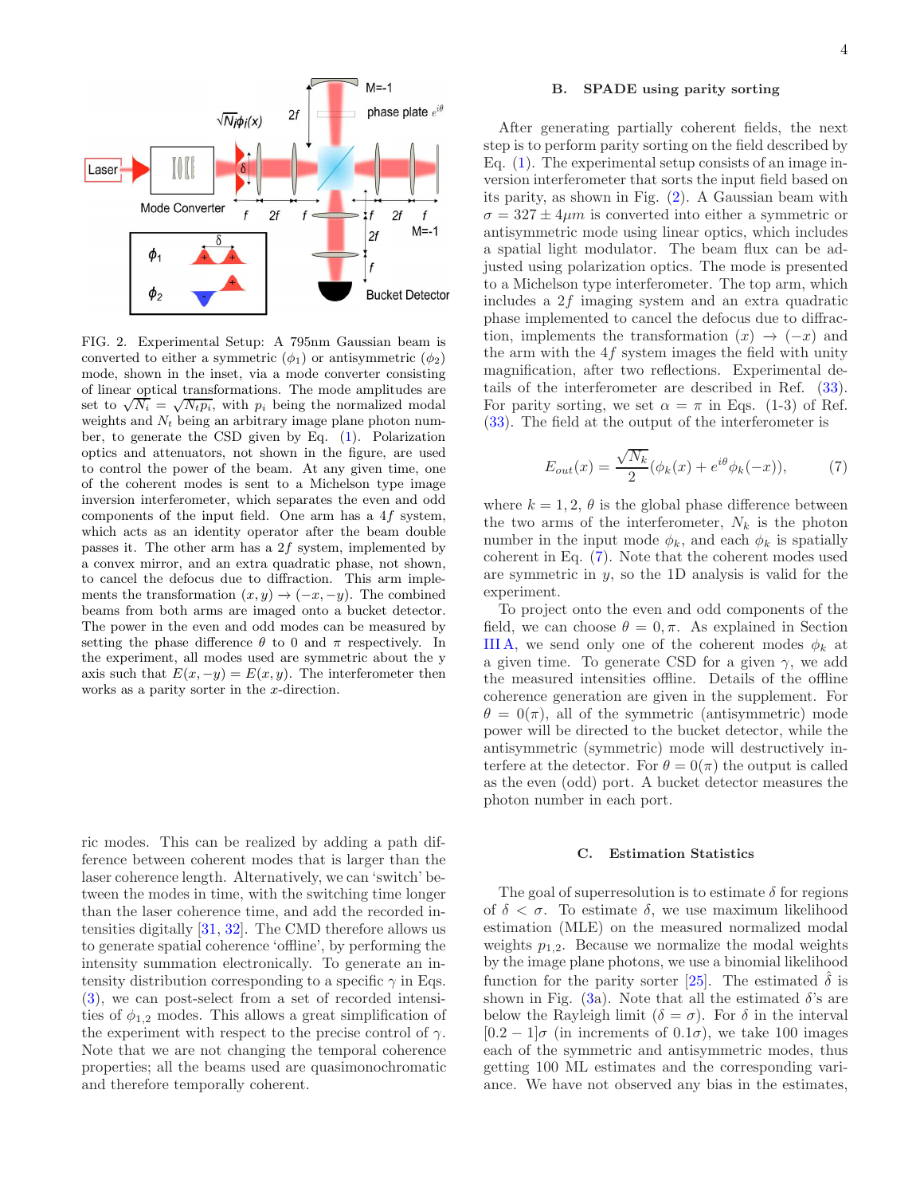FIG. 2. Experimental Setup: A 795nm Gaussian beam is converted to either a symmetric ($\phi_1$) or antisymmetric ($\phi_2$) mode, shown in the inset, via a mode converter consisting of linear optical transformations. The mode amplitudes are set to $\sqrt{N_i} = \sqrt{N_t p_i}$, with $p_i$ being the normalized modal weights and $N_t$ being an arbitrary image plane photon number, to generate the CSD given by Eq. (1). Polarization optics and attenuators, not shown in the figure, are used to control the power of the beam. At any given time, one of the coherent modes is sent to a Michelson type image inversion interferometer, which separates the even and odd components of the input field. One arm has a $4f$ system, which acts as an identity operator after the beam double passes it. The other arm has a $2f$ system, implemented by a convex mirror, and an extra quadratic phase, not shown, to cancel the defocus due to diffraction. This arm implements the transformation $(x, y) \to (-x, -y)$. The combined beams from both arms are imaged onto a bucket detector. The power in the even and odd modes can be measured by setting the phase difference $\theta$ to 0 and $\pi$ respectively. In the experiment, all modes used are symmetric about the y axis such that $E(x, -y) = E(x, y)$. The interferometer then works as a parity sorter in the $x$-direction.

ric modes. This can be realized by adding a path difference between coherent modes that is larger than the laser coherence length. Alternatively, we can 'switch' between the modes in time, with the switching time longer than the laser coherence time, and add the recorded intensities digitally [31, 32]. The CMD therefore allows us to generate spatial coherence 'offline', by performing the intensity summation electronically. To generate an intensity distribution corresponding to a specific $\gamma$ in Eqs. (3), we can post-select from a set of recorded intensities of $\phi_{1,2}$ modes. This allows a great simplification of the experiment with respect to the precise control of $\gamma$. Note that we are not changing the temporal coherence properties; all the beams used are quasimonochromatic and therefore temporally coherent.

### B. SPADE using parity sorting

After generating partially coherent fields, the next step is to perform parity sorting on the field described by Eq. (1). The experimental setup consists of an image inversion interferometer that sorts the input field based on its parity, as shown in Fig. (2). A Gaussian beam with $\sigma = 327 \pm 4\mu m$ is converted into either a symmetric or antisymmetric mode using linear optics, which includes a spatial light modulator. The beam flux can be adjusted using polarization optics. The mode is presented to a Michelson type interferometer. The top arm, which includes a $2f$ imaging system and an extra quadratic phase implemented to cancel the defocus due to diffraction, implements the transformation $(x) \to (-x)$ and the arm with the $4f$ system images the field with unity magnification, after two reflections. Experimental details of the interferometer are described in Ref. (33). For parity sorting, we set $\alpha = \pi$ in Eqs. (1-3) of Ref. (33). The field at the output of the interferometer is

$$E_{out}(x) = \frac{\sqrt{N_k}}{2}(\phi_k(x) + e^{i\theta}\phi_k(-x)), \tag{7}$$

where $k = 1, 2$, $\theta$ is the global phase difference between the two arms of the interferometer, $N_k$ is the photon number in the input mode $\phi_k$, and each $\phi_k$ is spatially coherent in Eq. (7). Note that the coherent modes used are symmetric in $y$, so the 1D analysis is valid for the experiment.

To project onto the even and odd components of the field, we can choose $\theta = 0, \pi$. As explained in Section III A, we send only one of the coherent modes $\phi_k$ at a given time. To generate CSD for a given $\gamma$, we add the measured intensities offline. Details of the offline coherence generation are given in the supplement. For $\theta = 0(\pi)$, all of the symmetric (antisymmetric) mode power will be directed to the bucket detector, while the antisymmetric (symmetric) mode will destructively interfere at the detector. For $\theta = 0(\pi)$ the output is called as the even (odd) port. A bucket detector measures the photon number in each port.

### C. Estimation Statistics

The goal of superresolution is to estimate $\delta$ for regions of $\delta < \sigma$. To estimate $\delta$, we use maximum likelihood estimation (MLE) on the measured normalized modal weights $p_{1,2}$. Because we normalize the modal weights by the image plane photons, we use a binomial likelihood function for the parity sorter [25]. The estimated $\hat{\delta}$ is shown in Fig. (3a). Note that all the estimated $\delta$'s are below the Rayleigh limit ($\delta = \sigma$). For $\delta$ in the interval $[0.2 - 1]\sigma$ (in increments of $0.1\sigma$), we take 100 images each of the symmetric and antisymmetric modes, thus getting 100 ML estimates and the corresponding variance. We have not observed any bias in the estimates,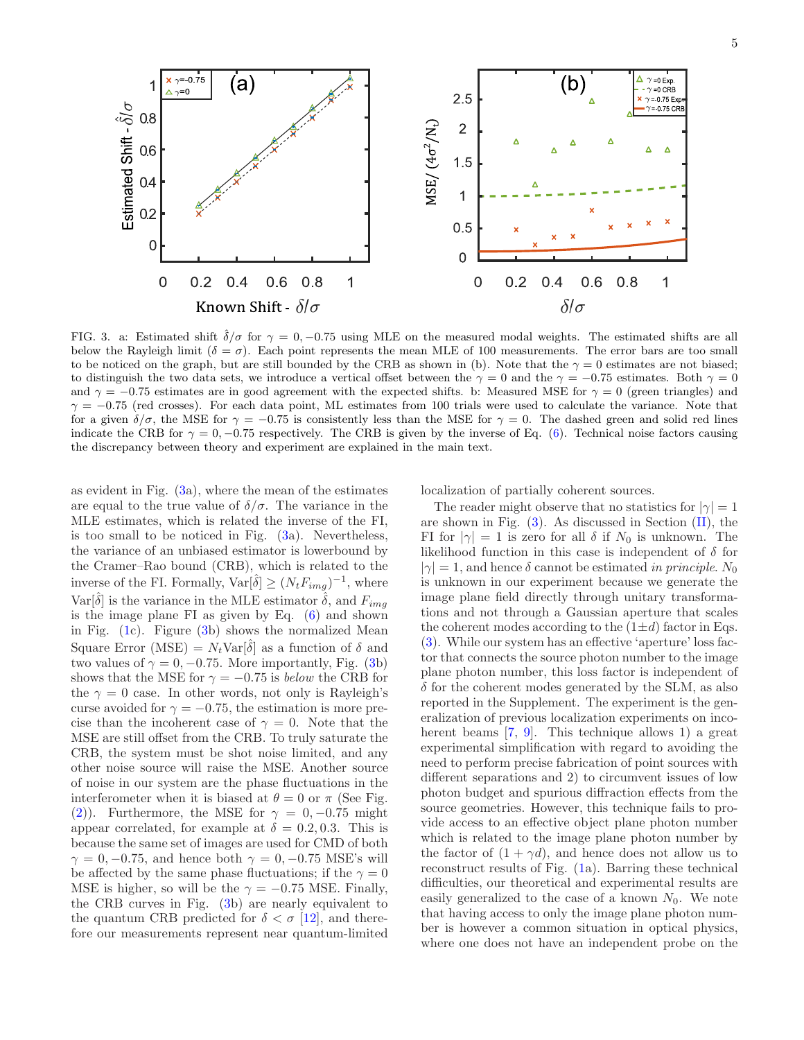FIG. 3. a: Estimated shift $\hat{\delta}/\sigma$ for $\gamma = 0, -0.75$ using MLE on the measured modal weights. The estimated shifts are all below the Rayleigh limit ($\delta = \sigma$). Each point represents the mean MLE of 100 measurements. The error bars are too small to be noticed on the graph, but are still bounded by the CRB as shown in (b). Note that the $\gamma = 0$ estimates are not biased; to distinguish the two data sets, we introduce a vertical offset between the $\gamma = 0$ and the $\gamma = -0.75$ estimates. Both $\gamma = 0$ and $\gamma = -0.75$ estimates are in good agreement with the expected shifts. b: Measured MSE for $\gamma = 0$ (green triangles) and $\gamma = -0.75$ (red crosses). For each data point, ML estimates from 100 trials were used to calculate the variance. Note that for a given $\delta/\sigma$, the MSE for $\gamma = -0.75$ is consistently less than the MSE for $\gamma = 0$. The dashed green and solid red lines indicate the CRB for $\gamma = 0, -0.75$ respectively. The CRB is given by the inverse of Eq. (6). Technical noise factors causing the discrepancy between theory and experiment are explained in the main text.

as evident in Fig. (3a), where the mean of the estimates are equal to the true value of $\delta/\sigma$. The variance in the MLE estimates, which is related the inverse of the FI, is too small to be noticed in Fig. (3a). Nevertheless, the variance of an unbiased estimator is lowerbound by the Cramer–Rao bound (CRB), which is related to the inverse of the FI. Formally, $\text{Var}[\hat{\delta}] \geq (N_t F_{img})^{-1}$, where $\text{Var}[\hat{\delta}]$ is the variance in the MLE estimator $\hat{\delta}$, and $F_{img}$ is the image plane FI as given by Eq. (6) and shown in Fig. (1c). Figure (3b) shows the normalized Mean Square Error (MSE) $= N_t \text{Var}[\hat{\delta}]$ as a function of $\delta$ and two values of $\gamma = 0, -0.75$. More importantly, Fig. (3b) shows that the MSE for $\gamma = -0.75$ is *below* the CRB for the $\gamma = 0$ case. In other words, not only is Rayleigh's curse avoided for $\gamma = -0.75$, the estimation is more precise than the incoherent case of $\gamma = 0$. Note that the MSE are still offset from the CRB. To truly saturate the CRB, the system must be shot noise limited, and any other noise source will raise the MSE. Another source of noise in our system are the phase fluctuations in the interferometer when it is biased at $\theta = 0$ or $\pi$ (See Fig. (2)). Furthermore, the MSE for $\gamma = 0, -0.75$ might appear correlated, for example at $\delta = 0.2, 0.3$. This is because the same set of images are used for CMD of both $\gamma = 0, -0.75$, and hence both $\gamma = 0, -0.75$ MSE's will be affected by the same phase fluctuations; if the $\gamma = 0$ MSE is higher, so will be the $\gamma = -0.75$ MSE. Finally, the CRB curves in Fig. (3b) are nearly equivalent to the quantum CRB predicted for $\delta < \sigma$ [12], and therefore our measurements represent near quantum-limited localization of partially coherent sources.

The reader might observe that no statistics for $|\gamma| = 1$ are shown in Fig. (3). As discussed in Section (II), the FI for $|\gamma| = 1$ is zero for all $\delta$ if $N_0$ is unknown. The likelihood function in this case is independent of $\delta$ for $|\gamma| = 1$, and hence $\delta$ cannot be estimated *in principle*. $N_0$ is unknown in our experiment because we generate the image plane field directly through unitary transformations and not through a Gaussian aperture that scales the coherent modes according to the $(1 \pm d)$ factor in Eqs. (3). While our system has an effective 'aperture' loss factor that connects the source photon number to the image plane photon number, this loss factor is independent of $\delta$ for the coherent modes generated by the SLM, as also reported in the Supplement. The experiment is the generalization of previous localization experiments on incoherent beams [7, 9]. This technique allows 1) a great experimental simplification with regard to avoiding the need to perform precise fabrication of point sources with different separations and 2) to circumvent issues of low photon budget and spurious diffraction effects from the source geometries. However, this technique fails to provide access to an effective object plane photon number which is related to the image plane photon number by the factor of $(1 + \gamma d)$, and hence does not allow us to reconstruct results of Fig. (1a). Barring these technical difficulties, our theoretical and experimental results are easily generalized to the case of a known $N_0$. We note that having access to only the image plane photon number is however a common situation in optical physics, where one does not have an independent probe on the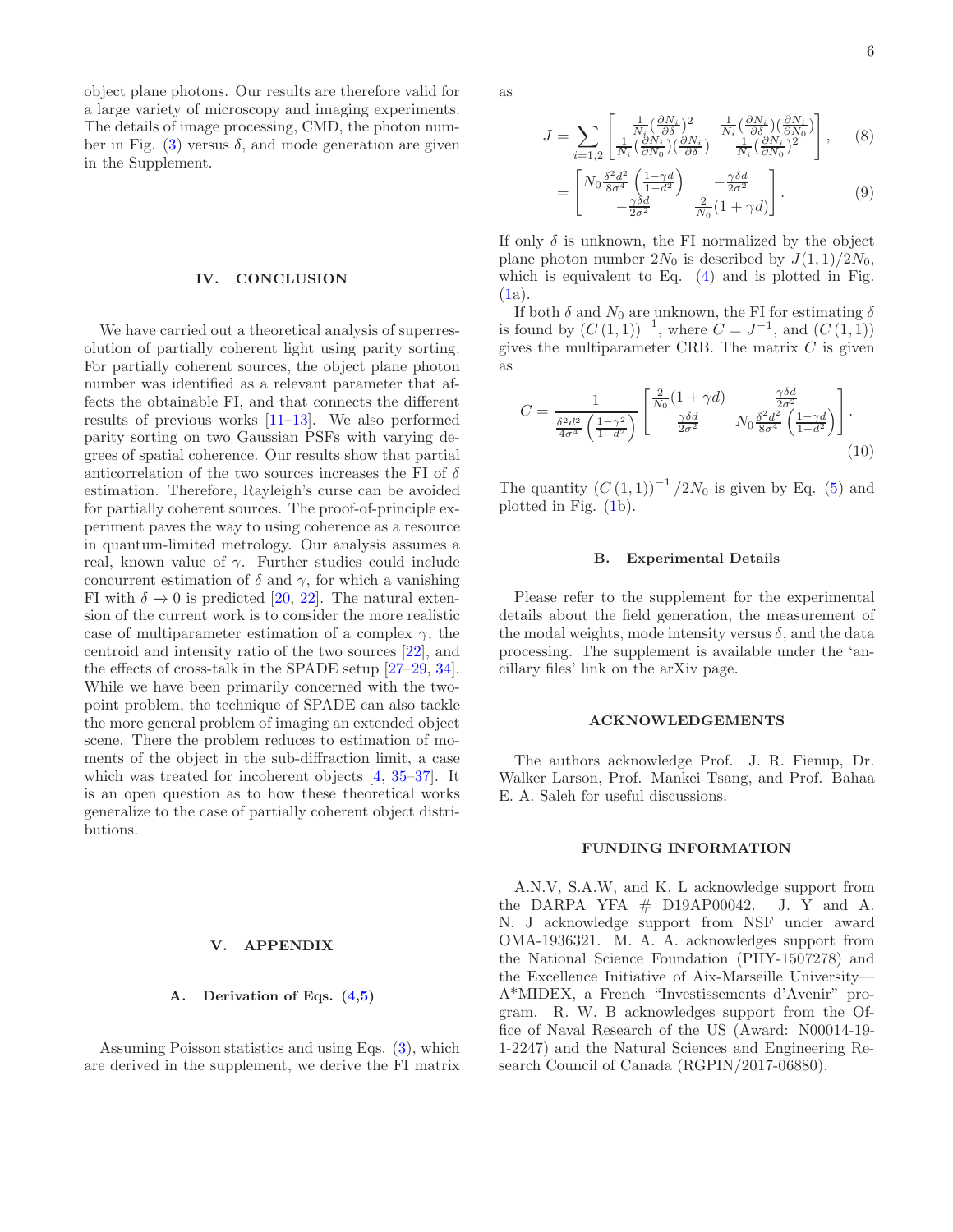object plane photons. Our results are therefore valid for a large variety of microscopy and imaging experiments. The details of image processing, CMD, the photon number in Fig. (3) versus $\delta$, and mode generation are given in the Supplement.

## IV. CONCLUSION

We have carried out a theoretical analysis of superresolution of partially coherent light using parity sorting. For partially coherent sources, the object plane photon number was identified as a relevant parameter that affects the obtainable FI, and that connects the different results of previous works [11–13]. We also performed parity sorting on two Gaussian PSFs with varying degrees of spatial coherence. Our results show that partial anticorrelation of the two sources increases the FI of $\delta$ estimation. Therefore, Rayleigh's curse can be avoided for partially coherent sources. The proof-of-principle experiment paves the way to using coherence as a resource in quantum-limited metrology. Our analysis assumes a real, known value of $\gamma$. Further studies could include concurrent estimation of $\delta$ and $\gamma$, for which a vanishing FI with $\delta \to 0$ is predicted [20, 22]. The natural extension of the current work is to consider the more realistic case of multiparameter estimation of a complex $\gamma$, the centroid and intensity ratio of the two sources [22], and the effects of cross-talk in the SPADE setup [27–29, 34]. While we have been primarily concerned with the two-point problem, the technique of SPADE can also tackle the more general problem of imaging an extended object scene. There the problem reduces to estimation of moments of the object in the sub-diffraction limit, a case which was treated for incoherent objects [4, 35–37]. It is an open question as to how these theoretical works generalize to the case of partially coherent object distributions.

## V. APPENDIX

### A. Derivation of Eqs. (4,5)

Assuming Poisson statistics and using Eqs. (3), which are derived in the supplement, we derive the FI matrix as

$$J = \sum_{i=1,2} \begin{bmatrix} \frac{1}{N_i}(\frac{\partial N_i}{\partial \delta})^2 & \frac{1}{N_i}(\frac{\partial N_i}{\partial \delta})(\frac{\partial N_i}{\partial N_0}) \\ \frac{1}{N_i}(\frac{\partial N_i}{\partial N_0})(\frac{\partial N_i}{\partial \delta}) & \frac{1}{N_i}(\frac{\partial N_i}{\partial N_0})^2 \end{bmatrix}, \quad (8)$$

$$= \begin{bmatrix} N_0 \frac{\delta^2 d^2}{8\sigma^4}\left(\frac{1-\gamma d}{1-d^2}\right) & -\frac{\gamma \delta d}{2\sigma^2} \\ -\frac{\gamma \delta d}{2\sigma^2} & \frac{2}{N_0}(1+\gamma d) \end{bmatrix}. \quad (9)$$

If only $\delta$ is unknown, the FI normalized by the object plane photon number $2N_0$ is described by $J(1,1)/2N_0$, which is equivalent to Eq. (4) and is plotted in Fig. (1a).

If both $\delta$ and $N_0$ are unknown, the FI for estimating $\delta$ is found by $(C(1,1))^{-1}$, where $C = J^{-1}$, and $(C(1,1))$ gives the multiparameter CRB. The matrix $C$ is given as

$$C = \frac{1}{\frac{\delta^2 d^2}{4\sigma^4}\left(\frac{1-\gamma^2}{1-d^2}\right)} \begin{bmatrix} \frac{2}{N_0}(1+\gamma d) & \frac{\gamma \delta d}{2\sigma^2} \\ \frac{\gamma \delta d}{2\sigma^2} & N_0 \frac{\delta^2 d^2}{8\sigma^4}\left(\frac{1-\gamma d}{1-d^2}\right) \end{bmatrix}. \quad (10)$$

The quantity $(C(1,1))^{-1}/2N_0$ is given by Eq. (5) and plotted in Fig. (1b).

### B. Experimental Details

Please refer to the supplement for the experimental details about the field generation, the measurement of the modal weights, mode intensity versus $\delta$, and the data processing. The supplement is available under the 'ancillary files' link on the arXiv page.

## ACKNOWLEDGEMENTS

The authors acknowledge Prof. J. R. Fienup, Dr. Walker Larson, Prof. Mankei Tsang, and Prof. Bahaa E. A. Saleh for useful discussions.

## FUNDING INFORMATION

A.N.V, S.A.W, and K. L acknowledge support from the DARPA YFA # D19AP00042. J. Y and A. N. J acknowledge support from NSF under award OMA-1936321. M. A. A. acknowledges support from the National Science Foundation (PHY-1507278) and the Excellence Initiative of Aix-Marseille University—A*MIDEX, a French "Investissements d'Avenir" program. R. W. B acknowledges support from the Office of Naval Research of the US (Award: N00014-19-1-2247) and the Natural Sciences and Engineering Research Council of Canada (RGPIN/2017-06880).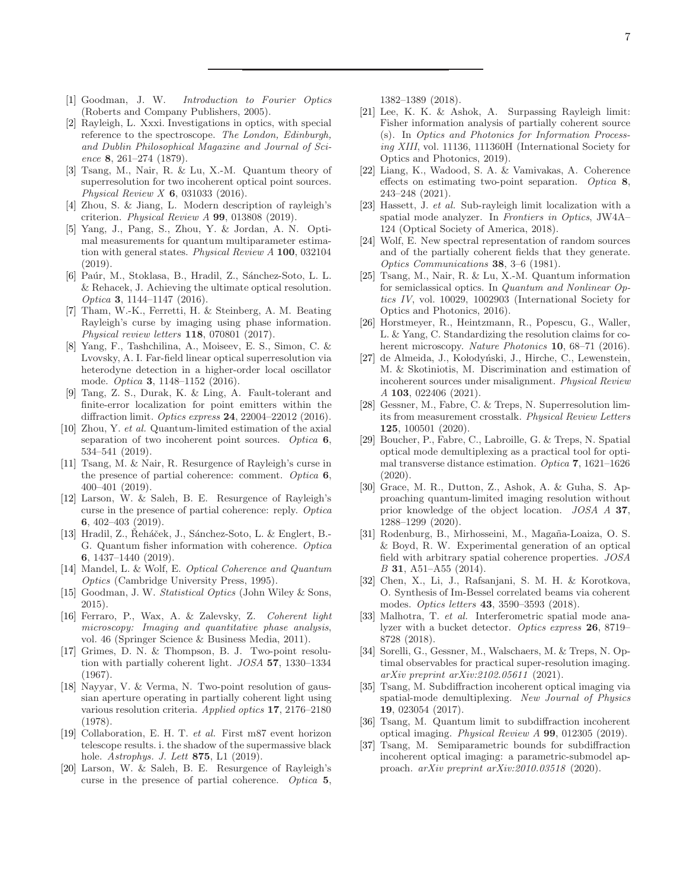[1] Goodman, J. W. *Introduction to Fourier Optics* (Roberts and Company Publishers, 2005).

[2] Rayleigh, L. Xxxi. Investigations in optics, with special reference to the spectroscope. *The London, Edinburgh, and Dublin Philosophical Magazine and Journal of Science* **8**, 261–274 (1879).

[3] Tsang, M., Nair, R. & Lu, X.-M. Quantum theory of superresolution for two incoherent optical point sources. *Physical Review X* **6**, 031033 (2016).

[4] Zhou, S. & Jiang, L. Modern description of rayleigh's criterion. *Physical Review A* **99**, 013808 (2019).

[5] Yang, J., Pang, S., Zhou, Y. & Jordan, A. N. Optimal measurements for quantum multiparameter estimation with general states. *Physical Review A* **100**, 032104 (2019).

[6] Paúr, M., Stoklasa, B., Hradil, Z., Sánchez-Soto, L. L. & Rehacek, J. Achieving the ultimate optical resolution. *Optica* **3**, 1144–1147 (2016).

[7] Tham, W.-K., Ferretti, H. & Steinberg, A. M. Beating Rayleigh's curse by imaging using phase information. *Physical review letters* **118**, 070801 (2017).

[8] Yang, F., Tashchilina, A., Moiseev, E. S., Simon, C. & Lvovsky, A. I. Far-field linear optical superresolution via heterodyne detection in a higher-order local oscillator mode. *Optica* **3**, 1148–1152 (2016).

[9] Tang, Z. S., Durak, K. & Ling, A. Fault-tolerant and finite-error localization for point emitters within the diffraction limit. *Optics express* **24**, 22004–22012 (2016).

[10] Zhou, Y. *et al.* Quantum-limited estimation of the axial separation of two incoherent point sources. *Optica* **6**, 534–541 (2019).

[11] Tsang, M. & Nair, R. Resurgence of Rayleigh's curse in the presence of partial coherence: comment. *Optica* **6**, 400–401 (2019).

[12] Larson, W. & Saleh, B. E. Resurgence of Rayleigh's curse in the presence of partial coherence: reply. *Optica* **6**, 402–403 (2019).

[13] Hradil, Z., Řeháček, J., Sánchez-Soto, L. & Englert, B.-G. Quantum fisher information with coherence. *Optica* **6**, 1437–1440 (2019).

[14] Mandel, L. & Wolf, E. *Optical Coherence and Quantum Optics* (Cambridge University Press, 1995).

[15] Goodman, J. W. *Statistical Optics* (John Wiley & Sons, 2015).

[16] Ferraro, P., Wax, A. & Zalevsky, Z. *Coherent light microscopy: Imaging and quantitative phase analysis*, vol. 46 (Springer Science & Business Media, 2011).

[17] Grimes, D. N. & Thompson, B. J. Two-point resolution with partially coherent light. *JOSA* **57**, 1330–1334 (1967).

[18] Nayyar, V. & Verma, N. Two-point resolution of gaussian aperture operating in partially coherent light using various resolution criteria. *Applied optics* **17**, 2176–2180 (1978).

[19] Collaboration, E. H. T. *et al.* First m87 event horizon telescope results. i. the shadow of the supermassive black hole. *Astrophys. J. Lett* **875**, L1 (2019).

[20] Larson, W. & Saleh, B. E. Resurgence of Rayleigh's curse in the presence of partial coherence. *Optica* **5**, 1382–1389 (2018).

[21] Lee, K. K. & Ashok, A. Surpassing Rayleigh limit: Fisher information analysis of partially coherent source (s). In *Optics and Photonics for Information Processing XIII*, vol. 11136, 111360H (International Society for Optics and Photonics, 2019).

[22] Liang, K., Wadood, S. A. & Vamivakas, A. Coherence effects on estimating two-point separation. *Optica* **8**, 243–248 (2021).

[23] Hassett, J. *et al.* Sub-rayleigh limit localization with a spatial mode analyzer. In *Frontiers in Optics*, JW4A–124 (Optical Society of America, 2018).

[24] Wolf, E. New spectral representation of random sources and of the partially coherent fields that they generate. *Optics Communications* **38**, 3–6 (1981).

[25] Tsang, M., Nair, R. & Lu, X.-M. Quantum information for semiclassical optics. In *Quantum and Nonlinear Optics IV*, vol. 10029, 1002903 (International Society for Optics and Photonics, 2016).

[26] Horstmeyer, R., Heintzmann, R., Popescu, G., Waller, L. & Yang, C. Standardizing the resolution claims for coherent microscopy. *Nature Photonics* **10**, 68–71 (2016).

[27] de Almeida, J., Kołodyński, J., Hirche, C., Lewenstein, M. & Skotiniotis, M. Discrimination and estimation of incoherent sources under misalignment. *Physical Review A* **103**, 022406 (2021).

[28] Gessner, M., Fabre, C. & Treps, N. Superresolution limits from measurement crosstalk. *Physical Review Letters* **125**, 100501 (2020).

[29] Boucher, P., Fabre, C., Labroille, G. & Treps, N. Spatial optical mode demultiplexing as a practical tool for optimal transverse distance estimation. *Optica* **7**, 1621–1626 (2020).

[30] Grace, M. R., Dutton, Z., Ashok, A. & Guha, S. Approaching quantum-limited imaging resolution without prior knowledge of the object location. *JOSA A* **37**, 1288–1299 (2020).

[31] Rodenburg, B., Mirhosseini, M., Magaña-Loaiza, O. S. & Boyd, R. W. Experimental generation of an optical field with arbitrary spatial coherence properties. *JOSA B* **31**, A51–A55 (2014).

[32] Chen, X., Li, J., Rafsanjani, S. M. H. & Korotkova, O. Synthesis of Im-Bessel correlated beams via coherent modes. *Optics letters* **43**, 3590–3593 (2018).

[33] Malhotra, T. *et al.* Interferometric spatial mode analyzer with a bucket detector. *Optics express* **26**, 8719–8728 (2018).

[34] Sorelli, G., Gessner, M., Walschaers, M. & Treps, N. Optimal observables for practical super-resolution imaging. *arXiv preprint arXiv:2102.05611* (2021).

[35] Tsang, M. Subdiffraction incoherent optical imaging via spatial-mode demultiplexing. *New Journal of Physics* **19**, 023054 (2017).

[36] Tsang, M. Quantum limit to subdiffraction incoherent optical imaging. *Physical Review A* **99**, 012305 (2019).

[37] Tsang, M. Semiparametric bounds for subdiffraction incoherent optical imaging: a parametric-submodel approach. *arXiv preprint arXiv:2010.03518* (2020).